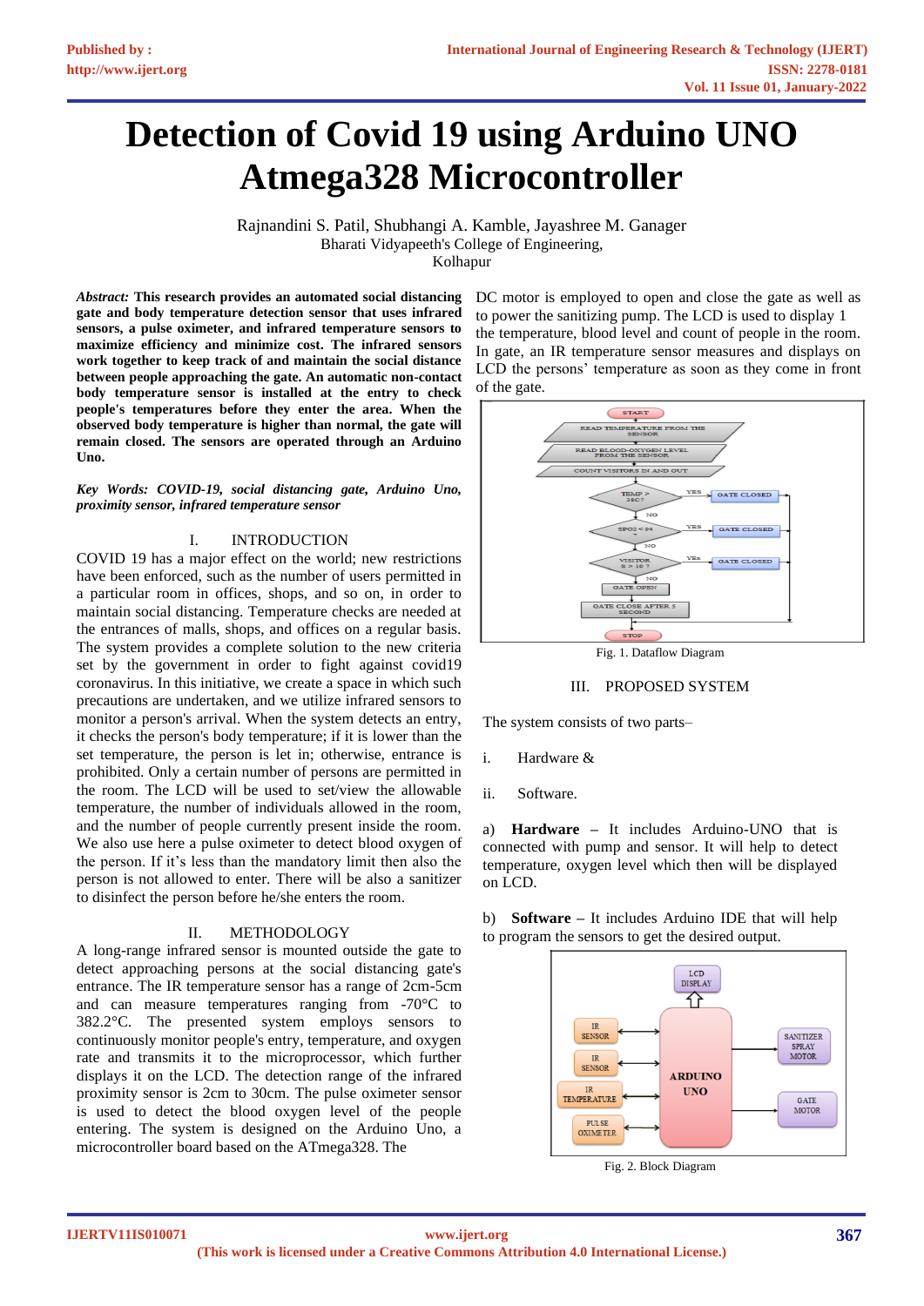# Detection of Covid 19 using Arduino UNO Atmega328 Microcontroller

Rajnandini S. Patil, Shubhangi A. Kamble, Jayashree M. Ganager
Bharati Vidyapeeth's College of Engineering,
Kolhapur

***Abstract:*** **This research provides an automated social distancing gate and body temperature detection sensor that uses infrared sensors, a pulse oximeter, and infrared temperature sensors to maximize efficiency and minimize cost. The infrared sensors work together to keep track of and maintain the social distance between people approaching the gate. An automatic non-contact body temperature sensor is installed at the entry to check people's temperatures before they enter the area. When the observed body temperature is higher than normal, the gate will remain closed. The sensors are operated through an Arduino Uno.**

***Key Words: COVID-19, social distancing gate, Arduino Uno, proximity sensor, infrared temperature sensor***

## I. INTRODUCTION

COVID 19 has a major effect on the world; new restrictions have been enforced, such as the number of users permitted in a particular room in offices, shops, and so on, in order to maintain social distancing. Temperature checks are needed at the entrances of malls, shops, and offices on a regular basis. The system provides a complete solution to the new criteria set by the government in order to fight against covid19 coronavirus. In this initiative, we create a space in which such precautions are undertaken, and we utilize infrared sensors to monitor a person's arrival. When the system detects an entry, it checks the person's body temperature; if it is lower than the set temperature, the person is let in; otherwise, entrance is prohibited. Only a certain number of persons are permitted in the room. The LCD will be used to set/view the allowable temperature, the number of individuals allowed in the room, and the number of people currently present inside the room. We also use here a pulse oximeter to detect blood oxygen of the person. If it's less than the mandatory limit then also the person is not allowed to enter. There will be also a sanitizer to disinfect the person before he/she enters the room.

## II. METHODOLOGY

A long-range infrared sensor is mounted outside the gate to detect approaching persons at the social distancing gate's entrance. The IR temperature sensor has a range of 2cm-5cm and can measure temperatures ranging from -70°C to 382.2°C. The presented system employs sensors to continuously monitor people's entry, temperature, and oxygen rate and transmits it to the microprocessor, which further displays it on the LCD. The detection range of the infrared proximity sensor is 2cm to 30cm. The pulse oximeter sensor is used to detect the blood oxygen level of the people entering. The system is designed on the Arduino Uno, a microcontroller board based on the ATmega328. The DC motor is employed to open and close the gate as well as to power the sanitizing pump. The LCD is used to display 1 the temperature, blood level and count of people in the room. In gate, an IR temperature sensor measures and displays on LCD the persons' temperature as soon as they come in front of the gate.

START → READ TEMPERATURE FROM THE SENSOR → READ BLOOD-OXYGEN LEVEL FROM THE SENSOR → COUNT VISITORS IN AND OUT → TEMP > 38C? (YES → GATE CLOSED; NO ↓) → SPO2 < 94 (YES → GATE CLOSED; NO ↓) → VISITORS > 10 ? (YES → GATE CLOSED; NO ↓) → GATE OPEN → GATE CLOSE AFTER 5 SECOND → STOP

Fig. 1. Dataflow Diagram

## III. PROPOSED SYSTEM

The system consists of two parts–

i. Hardware &

ii. Software.

a) **Hardware** – It includes Arduino-UNO that is connected with pump and sensor. It will help to detect temperature, oxygen level which then will be displayed on LCD.

b) **Software** – It includes Arduino IDE that will help to program the sensors to get the desired output.

LCD DISPLAY; IR SENSOR; IR SENSOR; IR TEMPERATURE; PULSE OXIMETER; ARDUINO UNO; SANITIZER SPRAY MOTOR; GATE MOTOR

Fig. 2. Block Diagram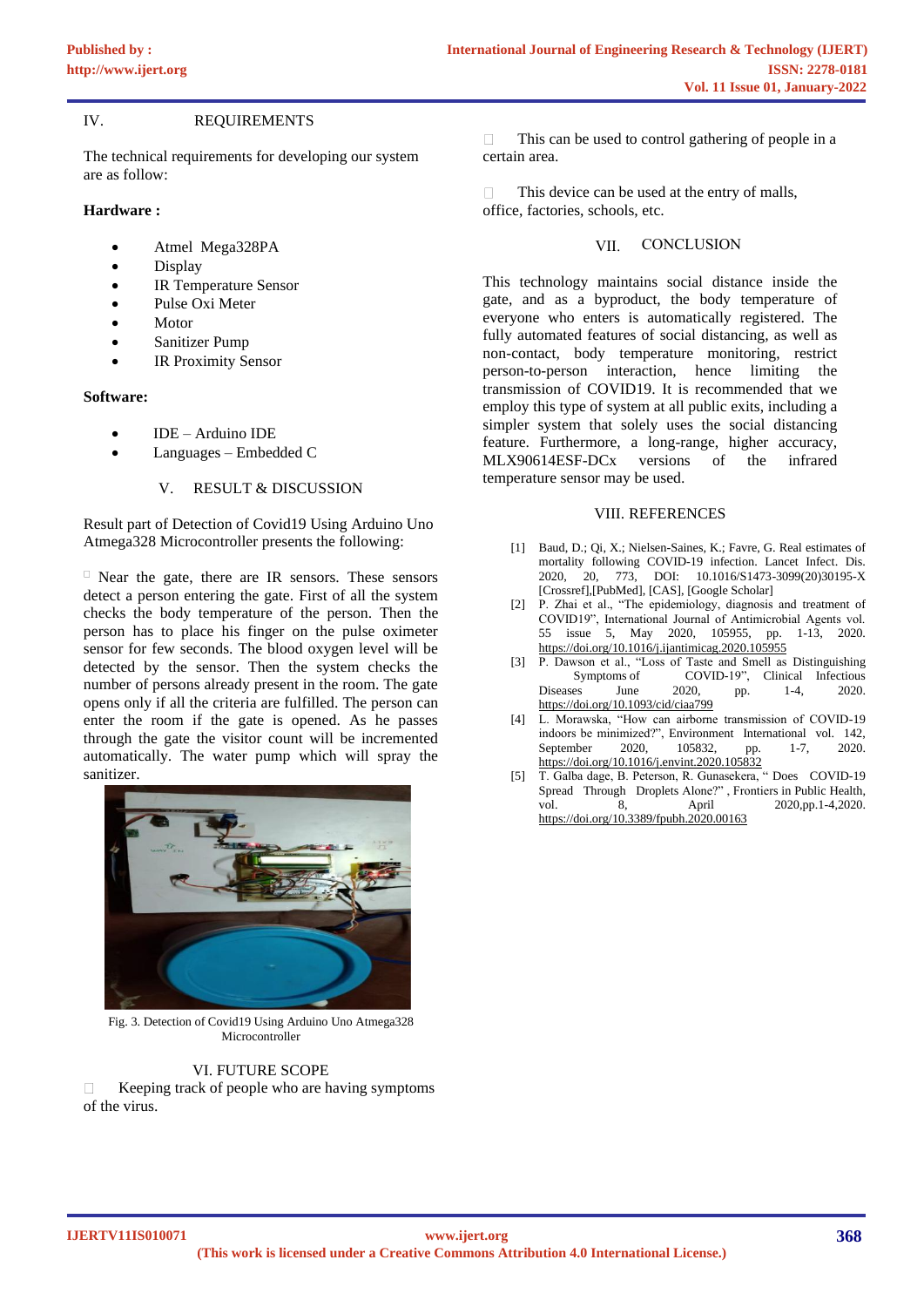## IV. REQUIREMENTS

The technical requirements for developing our system are as follow:

**Hardware :**

- Atmel Mega328PA
- Display
- IR Temperature Sensor
- Pulse Oxi Meter
- Motor
- Sanitizer Pump
- IR Proximity Sensor

**Software:**

- IDE – Arduino IDE
- Languages – Embedded C

## V. RESULT & DISCUSSION

Result part of Detection of Covid19 Using Arduino Uno Atmega328 Microcontroller presents the following:

- Near the gate, there are IR sensors. These sensors detect a person entering the gate. First of all the system checks the body temperature of the person. Then the person has to place his finger on the pulse oximeter sensor for few seconds. The blood oxygen level will be detected by the sensor. Then the system checks the number of persons already present in the room. The gate opens only if all the criteria are fulfilled. The person can enter the room if the gate is opened. As he passes through the gate the visitor count will be incremented automatically. The water pump which will spray the sanitizer.

Fig. 3. Detection of Covid19 Using Arduino Uno Atmega328 Microcontroller

## VI. FUTURE SCOPE

- Keeping track of people who are having symptoms of the virus.
- This can be used to control gathering of people in a certain area.
- This device can be used at the entry of malls, office, factories, schools, etc.

## VII. CONCLUSION

This technology maintains social distance inside the gate, and as a byproduct, the body temperature of everyone who enters is automatically registered. The fully automated features of social distancing, as well as non-contact, body temperature monitoring, restrict person-to-person interaction, hence limiting the transmission of COVID19. It is recommended that we employ this type of system at all public exits, including a simpler system that solely uses the social distancing feature. Furthermore, a long-range, higher accuracy, MLX90614ESF-DCx versions of the infrared temperature sensor may be used.

## VIII. REFERENCES

[1] Baud, D.; Qi, X.; Nielsen-Saines, K.; Favre, G. Real estimates of mortality following COVID-19 infection. Lancet Infect. Dis. 2020, 20, 773, DOI: 10.1016/S1473-3099(20)30195-X [Crossref],[PubMed], [CAS], [Google Scholar]

[2] P. Zhai et al., "The epidemiology, diagnosis and treatment of COVID19", International Journal of Antimicrobial Agents vol. 55 issue 5, May 2020, 105955, pp. 1-13, 2020. https://doi.org/10.1016/j.ijantimicag.2020.105955

[3] P. Dawson et al., "Loss of Taste and Smell as Distinguishing Symptoms of COVID-19", Clinical Infectious Diseases June 2020, pp. 1-4, 2020. https://doi.org/10.1093/cid/ciaa799

[4] L. Morawska, "How can airborne transmission of COVID-19 indoors be minimized?", Environment International vol. 142, September 2020, 105832, pp. 1-7, 2020. https://doi.org/10.1016/j.envint.2020.105832

[5] T. Galba dage, B. Peterson, R. Gunasekera, " Does COVID-19 Spread Through Droplets Alone?" , Frontiers in Public Health, vol. 8, April 2020,pp.1-4,2020. https://doi.org/10.3389/fpubh.2020.00163